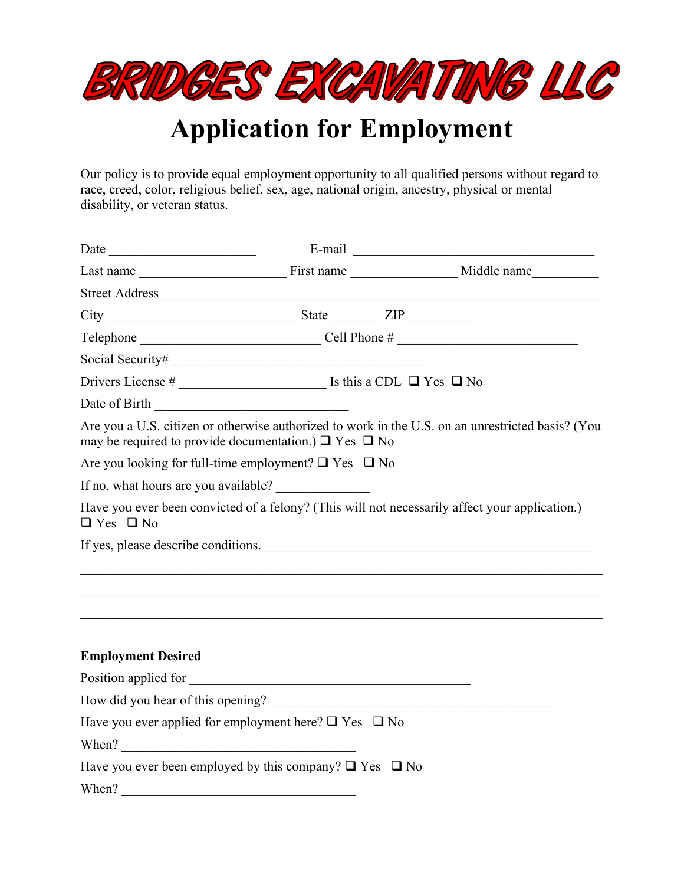# BRIDGES EXCAVATING LLC

# Application for Employment

Our policy is to provide equal employment opportunity to all qualified persons without regard to race, creed, color, religious belief, sex, age, national origin, ancestry, physical or mental disability, or veteran status.

Date ______________________ E-mail ____________________________________

Last name ______________________ First name ________________ Middle name__________

Street Address ___________________________________________________________________

City ____________________________ State _______ ZIP __________

Telephone ___________________________ Cell Phone # ___________________________

Social Security# _______________________________________

Drivers License # ______________________ Is this a CDL ❑ Yes ❑ No

Date of Birth _____________________________

Are you a U.S. citizen or otherwise authorized to work in the U.S. on an unrestricted basis? (You may be required to provide documentation.) ❑ Yes ❑ No

Are you looking for full-time employment? ❑ Yes ❑ No

If no, what hours are you available? ______________

Have you ever been convicted of a felony? (This will not necessarily affect your application.) ❑ Yes ❑ No

If yes, please describe conditions. ___________________________________________________

________________________________________________________________________________

________________________________________________________________________________

________________________________________________________________________________

**Employment Desired**

Position applied for ___________________________________________

How did you hear of this opening? ___________________________________________

Have you ever applied for employment here? ❑ Yes ❑ No

When? ____________________________________

Have you ever been employed by this company? ❑ Yes ❑ No

When? ____________________________________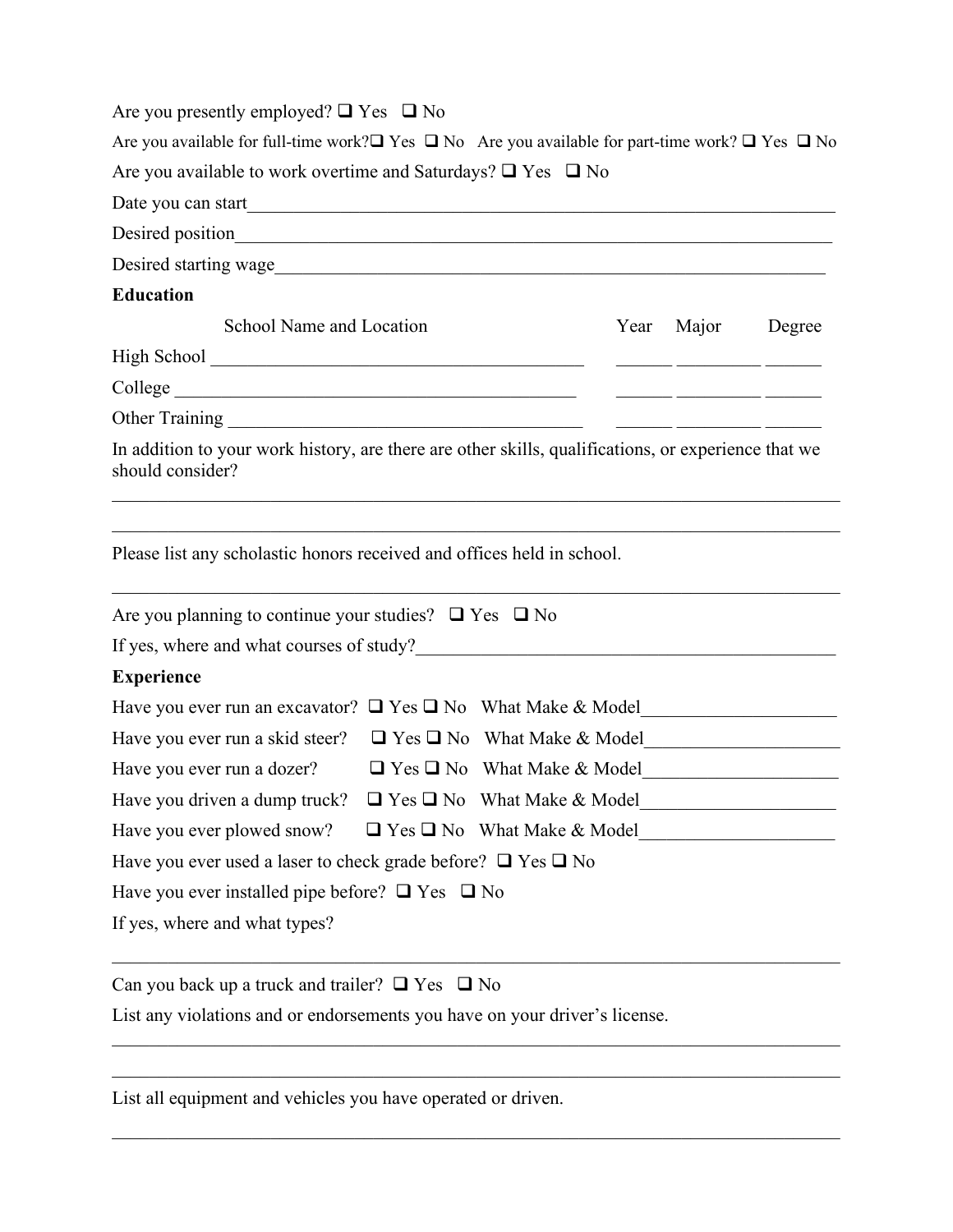Are you presently employed? ❑ Yes ❑ No

Are you available for full-time work? ❑ Yes ❑ No Are you available for part-time work? ❑ Yes ❑ No

Are you available to work overtime and Saturdays? ❑ Yes ❑ No

Date you can start_______________________________________________________________

Desired position_________________________________________________________________

Desired starting wage_____________________________________________________________

**Education**

| | School Name and Location | Year | Major | Degree |
|---|---|---|---|---|
| High School | ________________________________ | ______ | _________ | ______ |
| College | ________________________________ | ______ | _________ | ______ |
| Other Training | ________________________________ | ______ | _________ | ______ |

In addition to your work history, are there are other skills, qualifications, or experience that we should consider?

_____________________________________________________________________________

_____________________________________________________________________________

Please list any scholastic honors received and offices held in school.

_____________________________________________________________________________

Are you planning to continue your studies? ❑ Yes ❑ No

If yes, where and what courses of study?___________________________________________

**Experience**

Have you ever run an excavator? ❑ Yes ❑ No What Make & Model_____________________

Have you ever run a skid steer? ❑ Yes ❑ No What Make & Model_____________________

Have you ever run a dozer? ❑ Yes ❑ No What Make & Model_____________________

Have you driven a dump truck? ❑ Yes ❑ No What Make & Model_____________________

Have you ever plowed snow? ❑ Yes ❑ No What Make & Model_____________________

Have you ever used a laser to check grade before? ❑ Yes ❑ No

Have you ever installed pipe before? ❑ Yes ❑ No

If yes, where and what types?

_____________________________________________________________________________

Can you back up a truck and trailer? ❑ Yes ❑ No

List any violations and or endorsements you have on your driver's license.

_____________________________________________________________________________

_____________________________________________________________________________

List all equipment and vehicles you have operated or driven.

_____________________________________________________________________________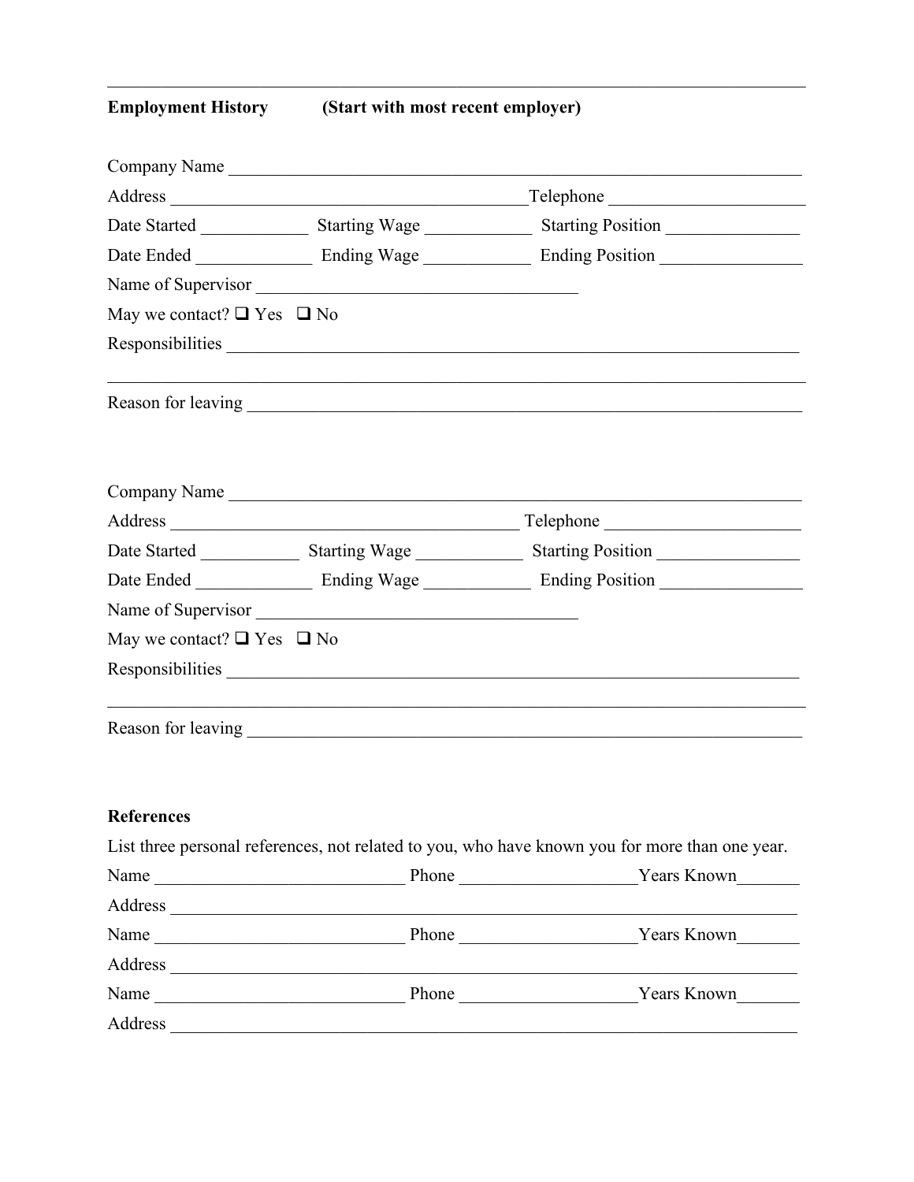---

**Employment History** **(Start with most recent employer)**

Company Name ____________________________________________________________________

Address ______________________________________Telephone _____________________

Date Started ____________ Starting Wage ____________ Starting Position _______________

Date Ended _____________ Ending Wage ____________ Ending Position ________________

Name of Supervisor ___________________________________

May we contact? ☐ Yes ☐ No

Responsibilities _______________________________________________________________

_______________________________________________________________________________

Reason for leaving _____________________________________________________________

Company Name ____________________________________________________________________

Address ______________________________________ Telephone _____________________

Date Started ___________ Starting Wage ____________ Starting Position ________________

Date Ended _____________ Ending Wage ____________ Ending Position ________________

Name of Supervisor ___________________________________

May we contact? ☐ Yes ☐ No

Responsibilities _______________________________________________________________

_______________________________________________________________________________

Reason for leaving _____________________________________________________________

**References**

List three personal references, not related to you, who have known you for more than one year.

Name ____________________________ Phone ___________________Years Known_______

Address ______________________________________________________________________

Name ____________________________ Phone ___________________Years Known_______

Address ______________________________________________________________________

Name ____________________________ Phone ___________________Years Known_______

Address ______________________________________________________________________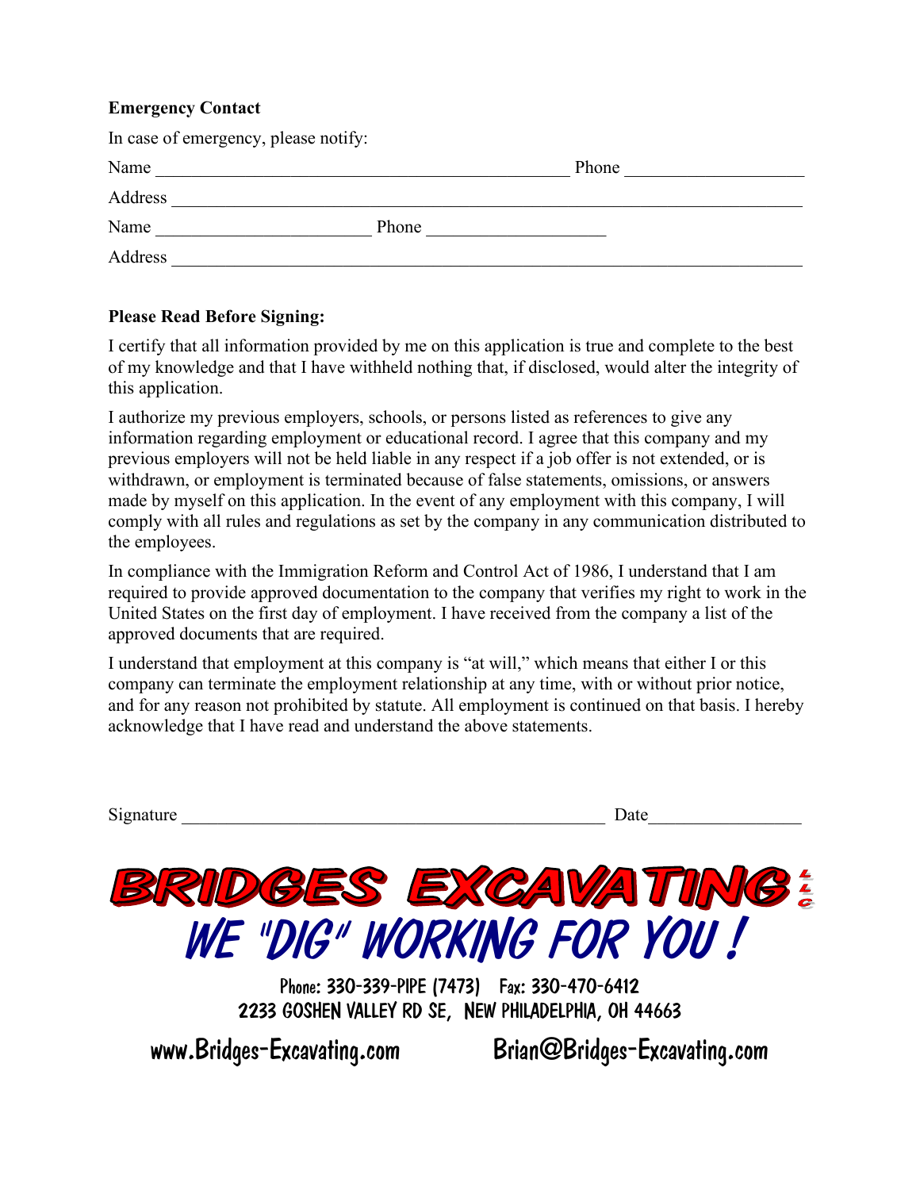**Emergency Contact**

In case of emergency, please notify:

Name ______________________________________________ Phone ____________________

Address ________________________________________________________________________

Name ________________________ Phone ____________________

Address ________________________________________________________________________

**Please Read Before Signing:**

I certify that all information provided by me on this application is true and complete to the best of my knowledge and that I have withheld nothing that, if disclosed, would alter the integrity of this application.

I authorize my previous employers, schools, or persons listed as references to give any information regarding employment or educational record. I agree that this company and my previous employers will not be held liable in any respect if a job offer is not extended, or is withdrawn, or employment is terminated because of false statements, omissions, or answers made by myself on this application. In the event of any employment with this company, I will comply with all rules and regulations as set by the company in any communication distributed to the employees.

In compliance with the Immigration Reform and Control Act of 1986, I understand that I am required to provide approved documentation to the company that verifies my right to work in the United States on the first day of employment. I have received from the company a list of the approved documents that are required.

I understand that employment at this company is "at will," which means that either I or this company can terminate the employment relationship at any time, with or without prior notice, and for any reason not prohibited by statute. All employment is continued on that basis. I hereby acknowledge that I have read and understand the above statements.

Signature ________________________________________________ Date________________

**BRIDGES EXCAVATING LLC**

**WE "DIG" WORKING FOR YOU !**

Phone: 330-339-PIPE (7473) Fax: 330-470-6412
2233 GOSHEN VALLEY RD SE, NEW PHILADELPHIA, OH 44663

www.Bridges-Excavating.com Brian@Bridges-Excavating.com